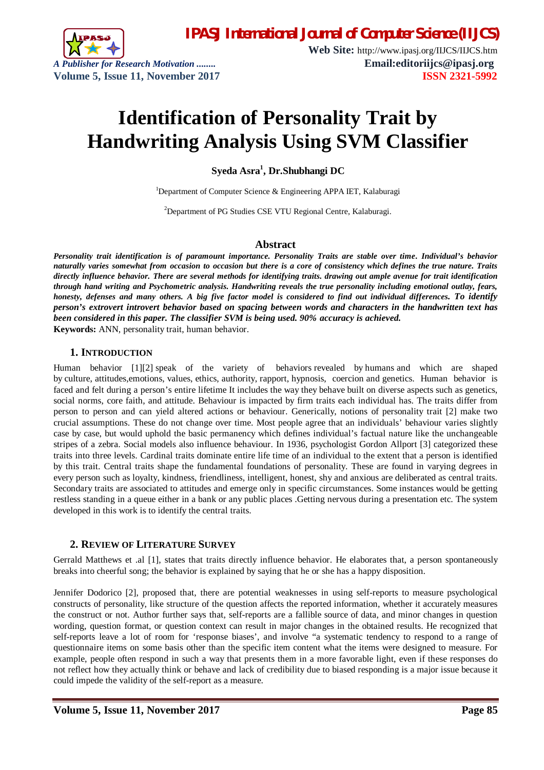# Identification of Personality Trait by Handwriting Analysis Using SVM Classifier

**Syeda Asra[1], Dr.Shubhangi DC**

[1]Department of Computer Science & Engineering APPA IET, Kalaburagi

[2]Department of PG Studies CSE VTU Regional Centre, Kalaburagi.

## Abstract

***Personality trait identification is of paramount importance. Personality Traits are stable over time. Individual's behavior naturally varies somewhat from occasion to occasion but there is a core of consistency which defines the true nature. Traits directly influence behavior. There are several methods for identifying traits. drawing out ample avenue for trait identification through hand writing and Psychometric analysis. Handwriting reveals the true personality including emotional outlay, fears, honesty, defenses and many others. A big five factor model is considered to find out individual differences. To identify person's extrovert introvert behavior based on spacing between words and characters in the handwritten text has been considered in this paper. The classifier SVM is being used. 90% accuracy is achieved.***

**Keywords:** ANN, personality trait, human behavior.

## 1. Introduction

Human behavior [1][2] speak of the variety of behaviors revealed by humans and which are shaped by culture, attitudes,emotions, values, ethics, authority, rapport, hypnosis, coercion and genetics. Human behavior is faced and felt during a person's entire lifetime It includes the way they behave built on diverse aspects such as genetics, social norms, core faith, and attitude. Behaviour is impacted by firm traits each individual has. The traits differ from person to person and can yield altered actions or behaviour. Generically, notions of personality trait [2] make two crucial assumptions. These do not change over time. Most people agree that an individuals' behaviour varies slightly case by case, but would uphold the basic permanency which defines individual's factual nature like the unchangeable stripes of a zebra. Social models also influence behaviour. In 1936, psychologist Gordon Allport [3] categorized these traits into three levels. Cardinal traits dominate entire life time of an individual to the extent that a person is identified by this trait. Central traits shape the fundamental foundations of personality. These are found in varying degrees in every person such as loyalty, kindness, friendliness, intelligent, honest, shy and anxious are deliberated as central traits. Secondary traits are associated to attitudes and emerge only in specific circumstances. Some instances would be getting restless standing in a queue either in a bank or any public places .Getting nervous during a presentation etc. The system developed in this work is to identify the central traits.

## 2. Review of Literature Survey

Gerrald Matthews et .al [1], states that traits directly influence behavior. He elaborates that, a person spontaneously breaks into cheerful song; the behavior is explained by saying that he or she has a happy disposition.

Jennifer Dodorico [2], proposed that, there are potential weaknesses in using self-reports to measure psychological constructs of personality, like structure of the question affects the reported information, whether it accurately measures the construct or not. Author further says that, self-reports are a fallible source of data, and minor changes in question wording, question format, or question context can result in major changes in the obtained results. He recognized that self-reports leave a lot of room for 'response biases', and involve "a systematic tendency to respond to a range of questionnaire items on some basis other than the specific item content what the items were designed to measure. For example, people often respond in such a way that presents them in a more favorable light, even if these responses do not reflect how they actually think or behave and lack of credibility due to biased responding is a major issue because it could impede the validity of the self-report as a measure.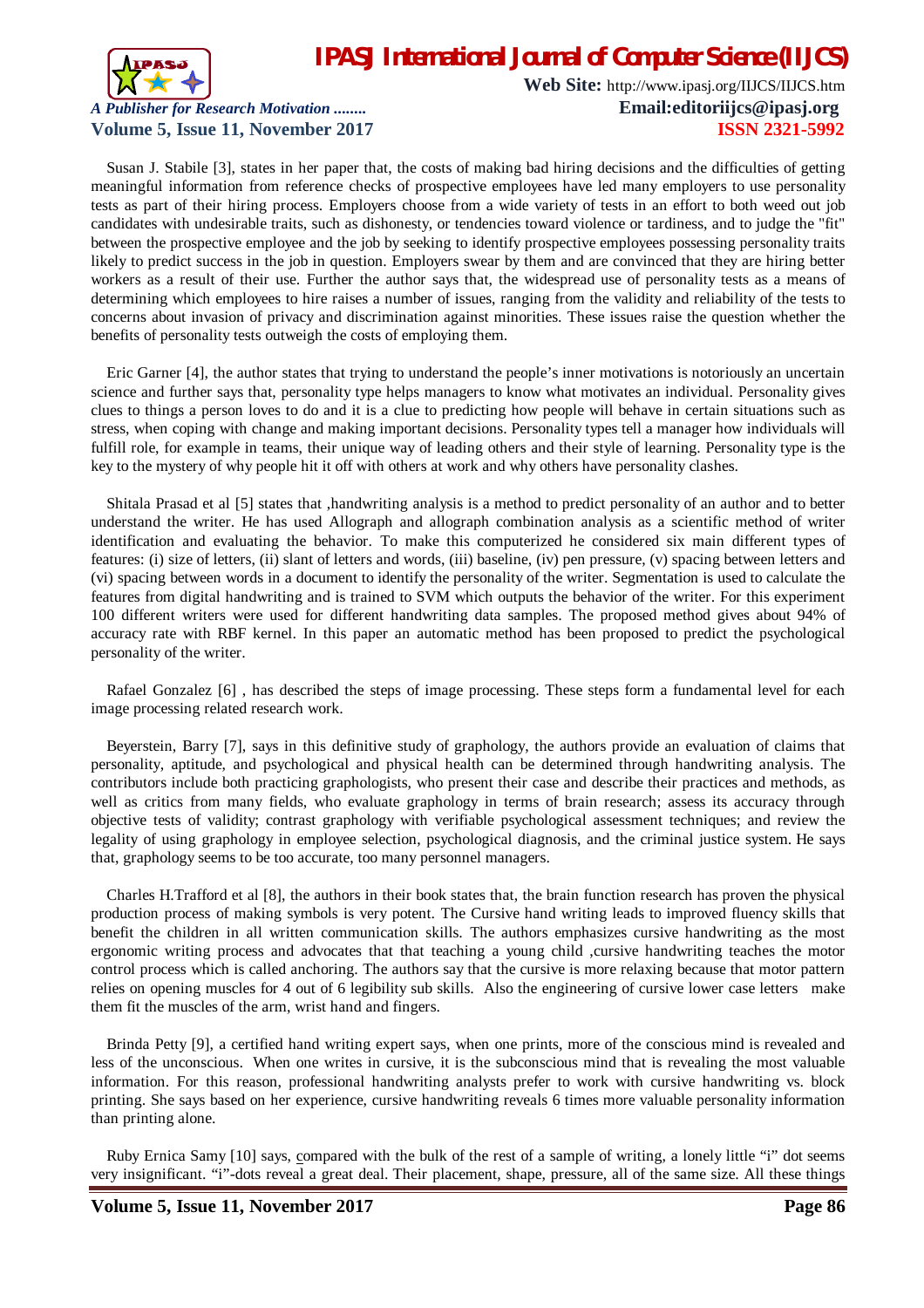Susan J. Stabile [3], states in her paper that, the costs of making bad hiring decisions and the difficulties of getting meaningful information from reference checks of prospective employees have led many employers to use personality tests as part of their hiring process. Employers choose from a wide variety of tests in an effort to both weed out job candidates with undesirable traits, such as dishonesty, or tendencies toward violence or tardiness, and to judge the "fit" between the prospective employee and the job by seeking to identify prospective employees possessing personality traits likely to predict success in the job in question. Employers swear by them and are convinced that they are hiring better workers as a result of their use. Further the author says that, the widespread use of personality tests as a means of determining which employees to hire raises a number of issues, ranging from the validity and reliability of the tests to concerns about invasion of privacy and discrimination against minorities. These issues raise the question whether the benefits of personality tests outweigh the costs of employing them.

Eric Garner [4], the author states that trying to understand the people's inner motivations is notoriously an uncertain science and further says that, personality type helps managers to know what motivates an individual. Personality gives clues to things a person loves to do and it is a clue to predicting how people will behave in certain situations such as stress, when coping with change and making important decisions. Personality types tell a manager how individuals will fulfill role, for example in teams, their unique way of leading others and their style of learning. Personality type is the key to the mystery of why people hit it off with others at work and why others have personality clashes.

Shitala Prasad et al [5] states that ,handwriting analysis is a method to predict personality of an author and to better understand the writer. He has used Allograph and allograph combination analysis as a scientific method of writer identification and evaluating the behavior. To make this computerized he considered six main different types of features: (i) size of letters, (ii) slant of letters and words, (iii) baseline, (iv) pen pressure, (v) spacing between letters and (vi) spacing between words in a document to identify the personality of the writer. Segmentation is used to calculate the features from digital handwriting and is trained to SVM which outputs the behavior of the writer. For this experiment 100 different writers were used for different handwriting data samples. The proposed method gives about 94% of accuracy rate with RBF kernel. In this paper an automatic method has been proposed to predict the psychological personality of the writer.

Rafael Gonzalez [6] , has described the steps of image processing. These steps form a fundamental level for each image processing related research work.

Beyerstein, Barry [7], says in this definitive study of graphology, the authors provide an evaluation of claims that personality, aptitude, and psychological and physical health can be determined through handwriting analysis. The contributors include both practicing graphologists, who present their case and describe their practices and methods, as well as critics from many fields, who evaluate graphology in terms of brain research; assess its accuracy through objective tests of validity; contrast graphology with verifiable psychological assessment techniques; and review the legality of using graphology in employee selection, psychological diagnosis, and the criminal justice system. He says that, graphology seems to be too accurate, too many personnel managers.

Charles H.Trafford et al [8], the authors in their book states that, the brain function research has proven the physical production process of making symbols is very potent. The Cursive hand writing leads to improved fluency skills that benefit the children in all written communication skills. The authors emphasizes cursive handwriting as the most ergonomic writing process and advocates that that teaching a young child ,cursive handwriting teaches the motor control process which is called anchoring. The authors say that the cursive is more relaxing because that motor pattern relies on opening muscles for 4 out of 6 legibility sub skills. Also the engineering of cursive lower case letters make them fit the muscles of the arm, wrist hand and fingers.

Brinda Petty [9], a certified hand writing expert says, when one prints, more of the conscious mind is revealed and less of the unconscious. When one writes in cursive, it is the subconscious mind that is revealing the most valuable information. For this reason, professional handwriting analysts prefer to work with cursive handwriting vs. block printing. She says based on her experience, cursive handwriting reveals 6 times more valuable personality information than printing alone.

Ruby Ernica Samy [10] says, compared with the bulk of the rest of a sample of writing, a lonely little "i" dot seems very insignificant. "i"-dots reveal a great deal. Their placement, shape, pressure, all of the same size. All these things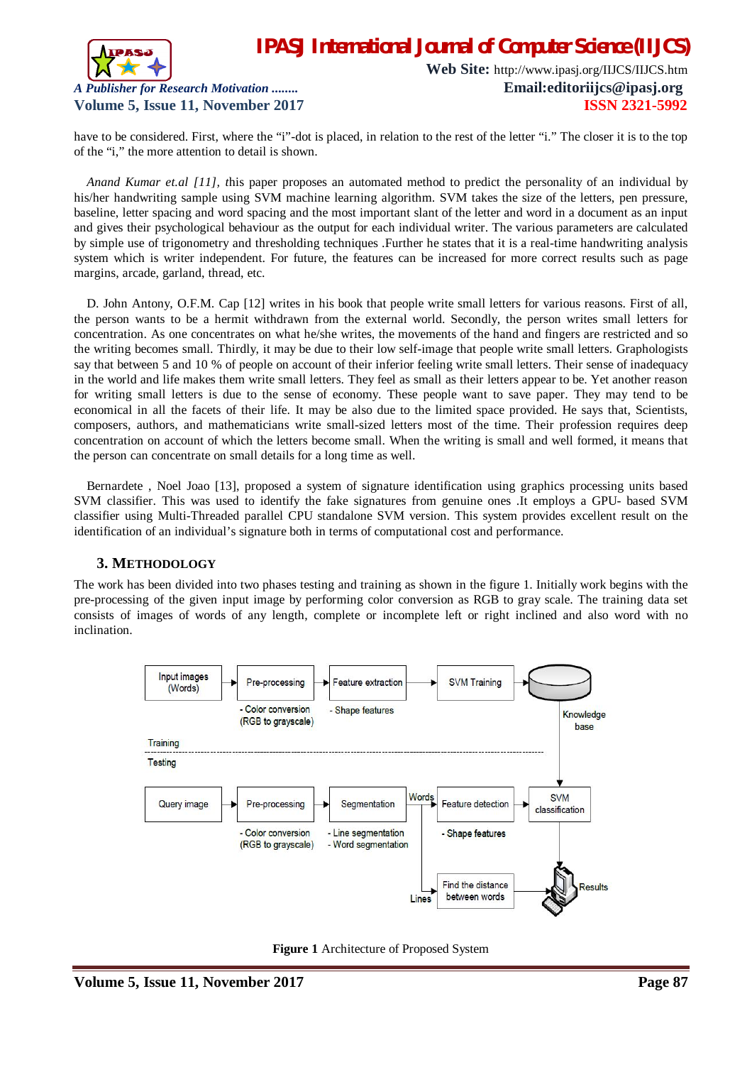have to be considered. First, where the "i"-dot is placed, in relation to the rest of the letter "i." The closer it is to the top of the "i," the more attention to detail is shown.

*Anand Kumar et.al [11],* this paper proposes an automated method to predict the personality of an individual by his/her handwriting sample using SVM machine learning algorithm. SVM takes the size of the letters, pen pressure, baseline, letter spacing and word spacing and the most important slant of the letter and word in a document as an input and gives their psychological behaviour as the output for each individual writer. The various parameters are calculated by simple use of trigonometry and thresholding techniques .Further he states that it is a real-time handwriting analysis system which is writer independent. For future, the features can be increased for more correct results such as page margins, arcade, garland, thread, etc.

D. John Antony, O.F.M. Cap [12] writes in his book that people write small letters for various reasons. First of all, the person wants to be a hermit withdrawn from the external world. Secondly, the person writes small letters for concentration. As one concentrates on what he/she writes, the movements of the hand and fingers are restricted and so the writing becomes small. Thirdly, it may be due to their low self-image that people write small letters. Graphologists say that between 5 and 10 % of people on account of their inferior feeling write small letters. Their sense of inadequacy in the world and life makes them write small letters. They feel as small as their letters appear to be. Yet another reason for writing small letters is due to the sense of economy. These people want to save paper. They may tend to be economical in all the facets of their life. It may be also due to the limited space provided. He says that, Scientists, composers, authors, and mathematicians write small-sized letters most of the time. Their profession requires deep concentration on account of which the letters become small. When the writing is small and well formed, it means that the person can concentrate on small details for a long time as well.

Bernardete , Noel Joao [13], proposed a system of signature identification using graphics processing units based SVM classifier. This was used to identify the fake signatures from genuine ones .It employs a GPU- based SVM classifier using Multi-Threaded parallel CPU standalone SVM version. This system provides excellent result on the identification of an individual's signature both in terms of computational cost and performance.

## 3. METHODOLOGY

The work has been divided into two phases testing and training as shown in the figure 1. Initially work begins with the pre-processing of the given input image by performing color conversion as RGB to gray scale. The training data set consists of images of words of any length, complete or incomplete left or right inclined and also word with no inclination.

Training: Input images (Words) → Pre-processing (- Color conversion (RGB to grayscale)) → Feature extraction (- Shape features) → SVM Training → Knowledge base

Testing: Query image → Pre-processing (- Color conversion (RGB to grayscale)) → Segmentation (- Line segmentation - Word segmentation) → Words → Feature detection (- Shape features) → SVM classification → Results; Lines → Find the distance between words → Results

**Figure 1** Architecture of Proposed System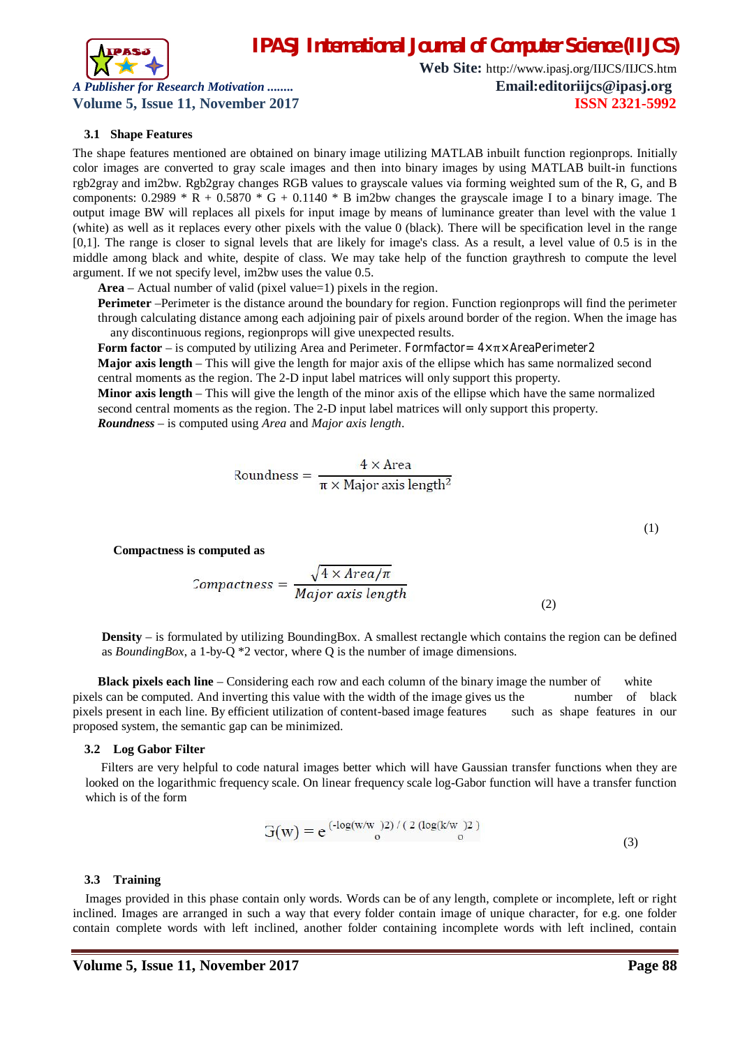### 3.1 Shape Features

The shape features mentioned are obtained on binary image utilizing MATLAB inbuilt function regionprops. Initially color images are converted to gray scale images and then into binary images by using MATLAB built-in functions rgb2gray and im2bw. Rgb2gray changes RGB values to grayscale values via forming weighted sum of the R, G, and B components: 0.2989 * R + 0.5870 * G + 0.1140 * B im2bw changes the grayscale image I to a binary image. The output image BW will replaces all pixels for input image by means of luminance greater than level with the value 1 (white) as well as it replaces every other pixels with the value 0 (black). There will be specification level in the range [0,1]. The range is closer to signal levels that are likely for image's class. As a result, a level value of 0.5 is in the middle among black and white, despite of class. We may take help of the function graythresh to compute the level argument. If we not specify level, im2bw uses the value 0.5.

**Area** – Actual number of valid (pixel value=1) pixels in the region.

**Perimeter** –Perimeter is the distance around the boundary for region. Function regionprops will find the perimeter through calculating distance among each adjoining pair of pixels around border of the region. When the image has any discontinuous regions, regionprops will give unexpected results.

**Form factor** – is computed by utilizing Area and Perimeter. Formfactor= 4×π×AreaPerimeter2

**Major axis length** – This will give the length for major axis of the ellipse which has same normalized second central moments as the region. The 2-D input label matrices will only support this property.

**Minor axis length** – This will give the length of the minor axis of the ellipse which have the same normalized second central moments as the region. The 2-D input label matrices will only support this property.

***Roundness*** – is computed using *Area* and *Major axis length*.

$$\text{Roundness} = \frac{4 \times \text{Area}}{\pi \times \text{Major axis length}^2} \tag{1}$$

**Compactness is computed as**

$$Compactness = \frac{\sqrt{4 \times Area/\pi}}{Major\ axis\ length} \tag{2}$$

**Density** – is formulated by utilizing BoundingBox. A smallest rectangle which contains the region can be defined as *BoundingBox*, a 1-by-Q *2 vector, where Q is the number of image dimensions.

**Black pixels each line** – Considering each row and each column of the binary image the number of white pixels can be computed. And inverting this value with the width of the image gives us the number of black pixels present in each line. By efficient utilization of content-based image features such as shape features in our proposed system, the semantic gap can be minimized.

### 3.2 Log Gabor Filter

Filters are very helpful to code natural images better which will have Gaussian transfer functions when they are looked on the logarithmic frequency scale. On linear frequency scale log-Gabor function will have a transfer function which is of the form

$$G(w) = e^{(-\log(w/w_o)2) / (2 (\log(k/w_o)2)} \tag{3}$$

### 3.3 Training

Images provided in this phase contain only words. Words can be of any length, complete or incomplete, left or right inclined. Images are arranged in such a way that every folder contain image of unique character, for e.g. one folder contain complete words with left inclined, another folder containing incomplete words with left inclined, contain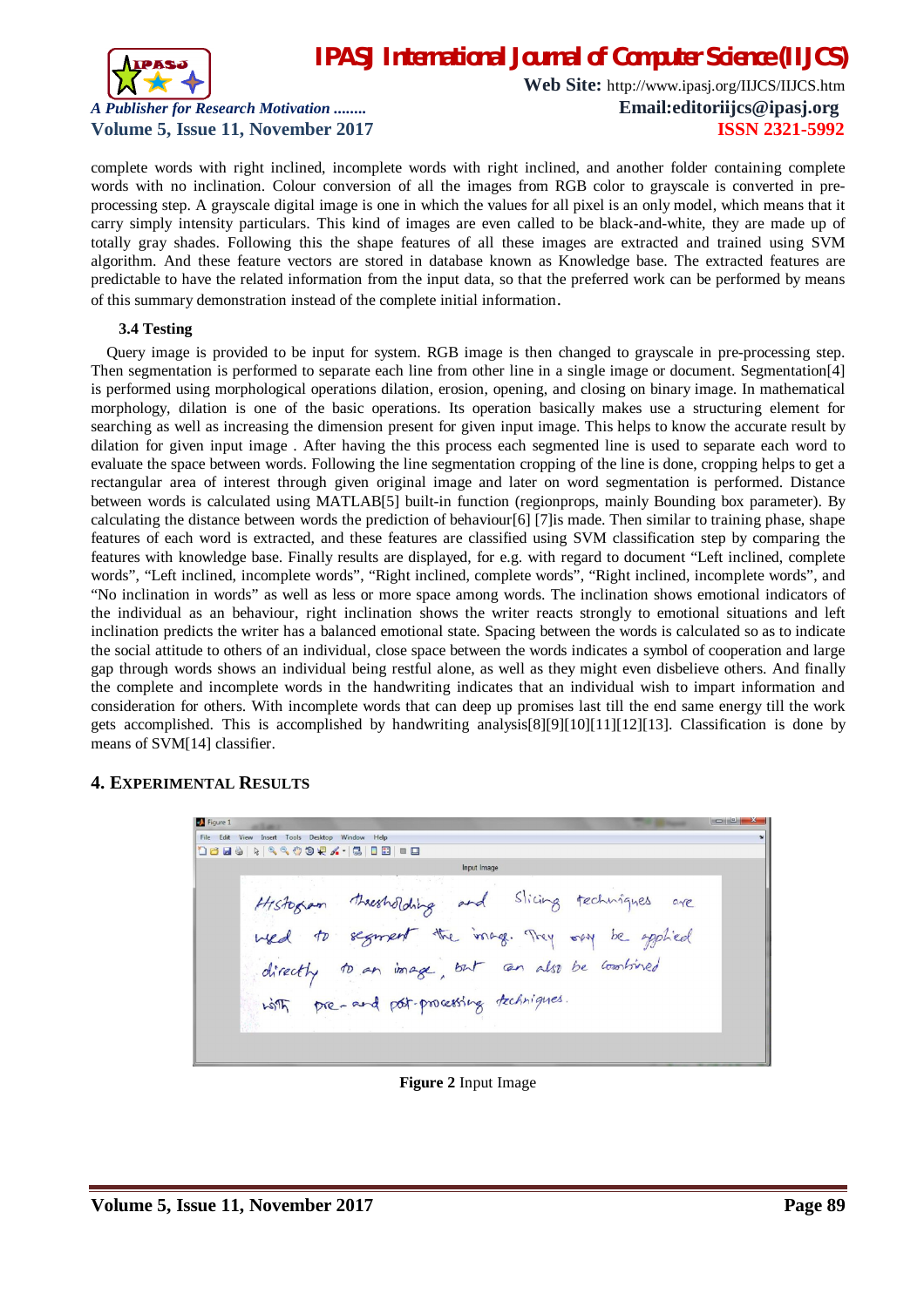complete words with right inclined, incomplete words with right inclined, and another folder containing complete words with no inclination. Colour conversion of all the images from RGB color to grayscale is converted in pre-processing step. A grayscale digital image is one in which the values for all pixel is an only model, which means that it carry simply intensity particulars. This kind of images are even called to be black-and-white, they are made up of totally gray shades. Following this the shape features of all these images are extracted and trained using SVM algorithm. And these feature vectors are stored in database known as Knowledge base. The extracted features are predictable to have the related information from the input data, so that the preferred work can be performed by means of this summary demonstration instead of the complete initial information.

### 3.4 Testing

Query image is provided to be input for system. RGB image is then changed to grayscale in pre-processing step. Then segmentation is performed to separate each line from other line in a single image or document. Segmentation[4] is performed using morphological operations dilation, erosion, opening, and closing on binary image. In mathematical morphology, dilation is one of the basic operations. Its operation basically makes use a structuring element for searching as well as increasing the dimension present for given input image. This helps to know the accurate result by dilation for given input image . After having the this process each segmented line is used to separate each word to evaluate the space between words. Following the line segmentation cropping of the line is done, cropping helps to get a rectangular area of interest through given original image and later on word segmentation is performed. Distance between words is calculated using MATLAB[5] built-in function (regionprops, mainly Bounding box parameter). By calculating the distance between words the prediction of behaviour[6] [7]is made. Then similar to training phase, shape features of each word is extracted, and these features are classified using SVM classification step by comparing the features with knowledge base. Finally results are displayed, for e.g. with regard to document "Left inclined, complete words", "Left inclined, incomplete words", "Right inclined, complete words", "Right inclined, incomplete words", and "No inclination in words" as well as less or more space among words. The inclination shows emotional indicators of the individual as an behaviour, right inclination shows the writer reacts strongly to emotional situations and left inclination predicts the writer has a balanced emotional state. Spacing between the words is calculated so as to indicate the social attitude to others of an individual, close space between the words indicates a symbol of cooperation and large gap through words shows an individual being restful alone, as well as they might even disbelieve others. And finally the complete and incomplete words in the handwriting indicates that an individual wish to impart information and consideration for others. With incomplete words that can deep up promises last till the end same energy till the work gets accomplished. This is accomplished by handwriting analysis[8][9][10][11][12][13]. Classification is done by means of SVM[14] classifier.

## 4. Experimental Results

**Figure 2** Input Image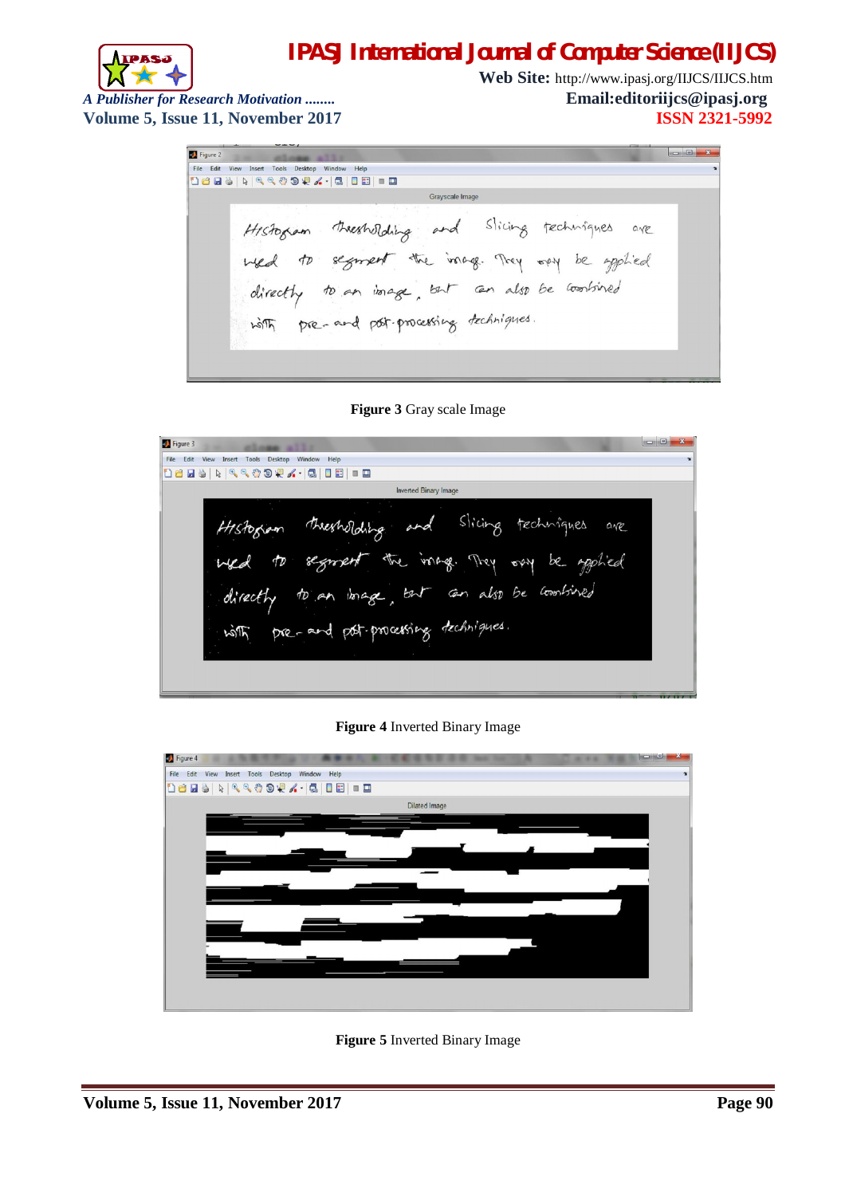**Figure 3** Gray scale Image

**Figure 4** Inverted Binary Image

**Figure 5** Inverted Binary Image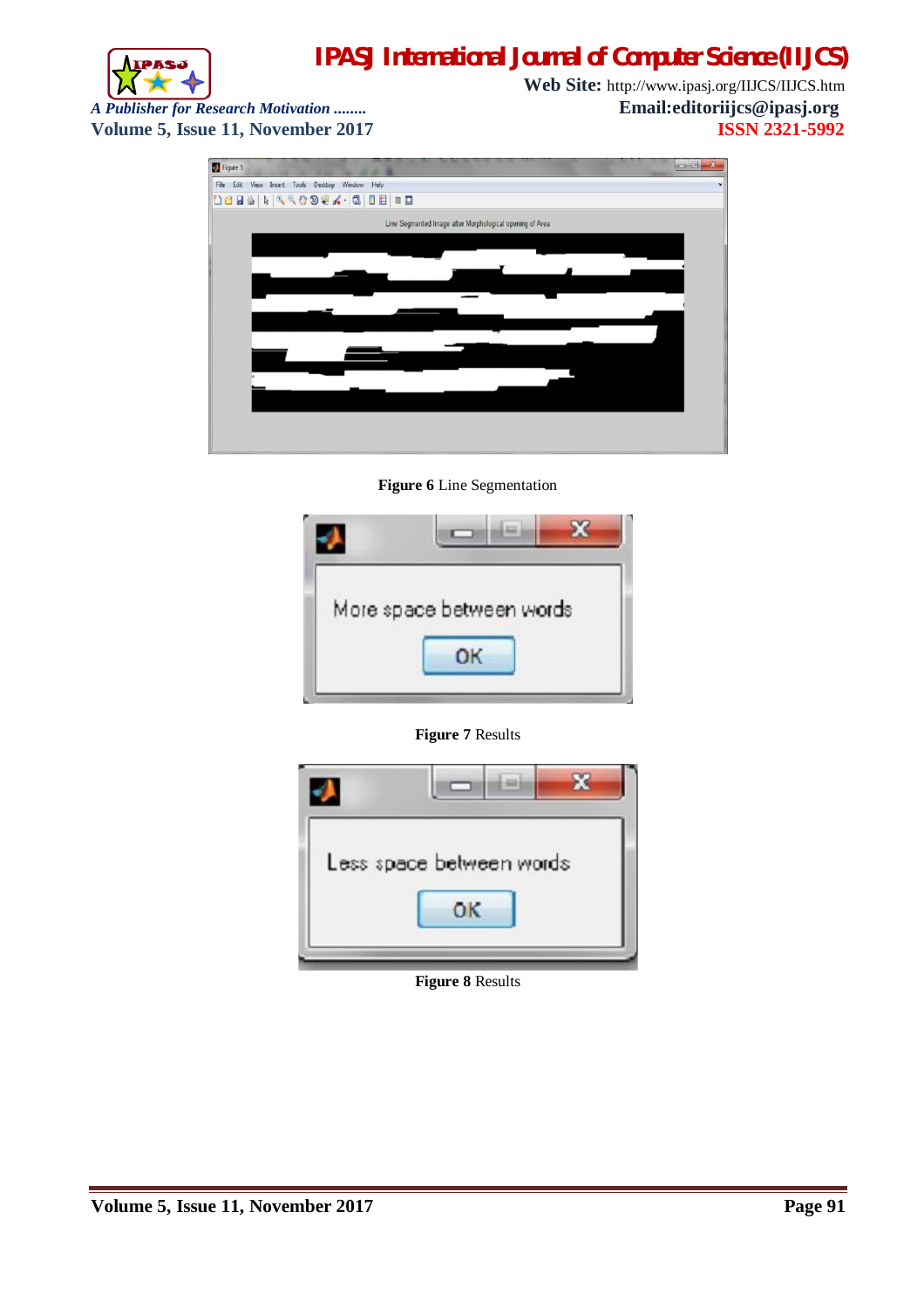**Figure 6** Line Segmentation

**Figure 7** Results

**Figure 8** Results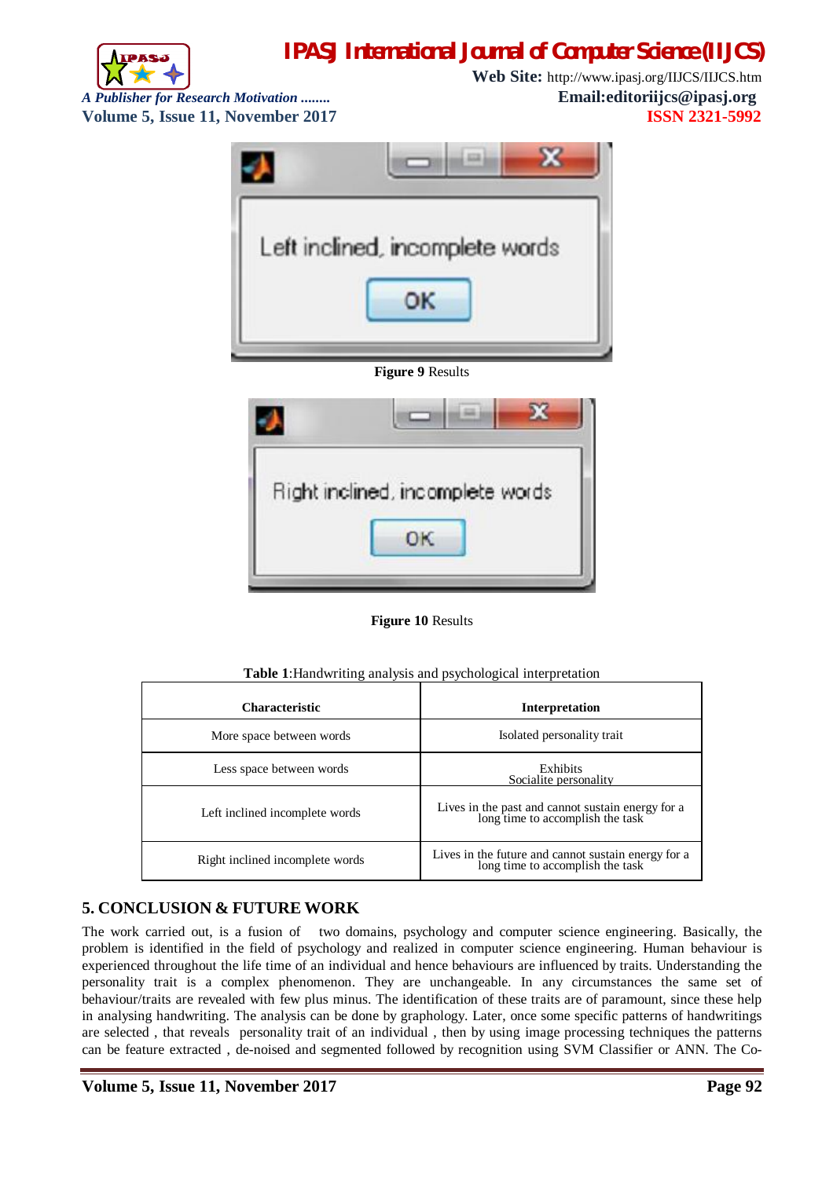Figure 9 Results

Figure 10 Results

**Table 1**:Handwriting analysis and psychological interpretation

| Characteristic | Interpretation |
|---|---|
| More space between words | Isolated personality trait |
| Less space between words | Exhibits Socialite personality |
| Left inclined incomplete words | Lives in the past and cannot sustain energy for a long time to accomplish the task |
| Right inclined incomplete words | Lives in the future and cannot sustain energy for a long time to accomplish the task |

## 5. CONCLUSION & FUTURE WORK

The work carried out, is a fusion of two domains, psychology and computer science engineering. Basically, the problem is identified in the field of psychology and realized in computer science engineering. Human behaviour is experienced throughout the life time of an individual and hence behaviours are influenced by traits. Understanding the personality trait is a complex phenomenon. They are unchangeable. In any circumstances the same set of behaviour/traits are revealed with few plus minus. The identification of these traits are of paramount, since these help in analysing handwriting. The analysis can be done by graphology. Later, once some specific patterns of handwritings are selected , that reveals personality trait of an individual , then by using image processing techniques the patterns can be feature extracted , de-noised and segmented followed by recognition using SVM Classifier or ANN. The Co-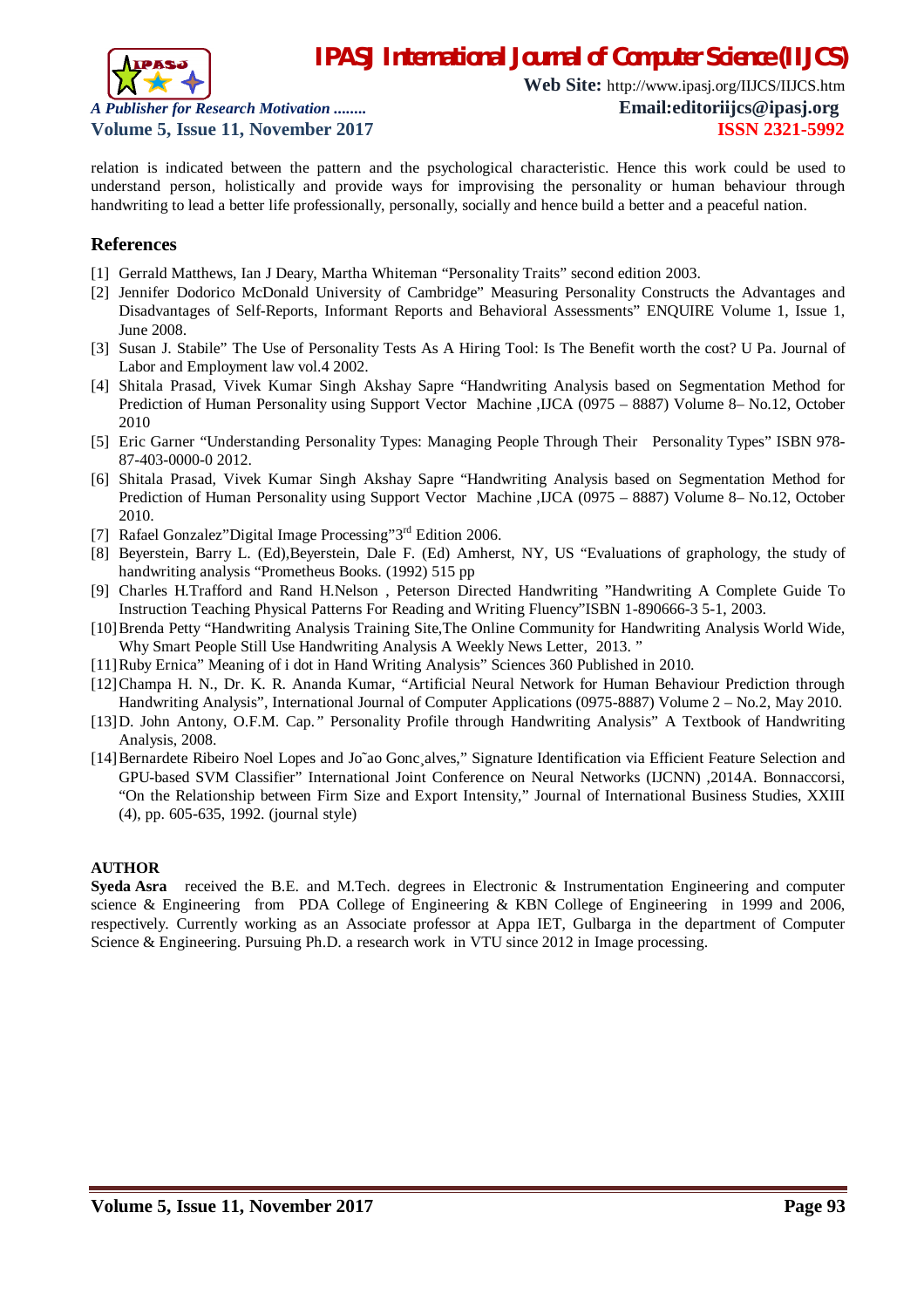relation is indicated between the pattern and the psychological characteristic. Hence this work could be used to understand person, holistically and provide ways for improvising the personality or human behaviour through handwriting to lead a better life professionally, personally, socially and hence build a better and a peaceful nation.

## References

[1] Gerrald Matthews, Ian J Deary, Martha Whiteman "Personality Traits" second edition 2003.

[2] Jennifer Dodorico McDonald University of Cambridge" Measuring Personality Constructs the Advantages and Disadvantages of Self-Reports, Informant Reports and Behavioral Assessments" ENQUIRE Volume 1, Issue 1, June 2008.

[3] Susan J. Stabile" The Use of Personality Tests As A Hiring Tool: Is The Benefit worth the cost? U Pa. Journal of Labor and Employment law vol.4 2002.

[4] Shitala Prasad, Vivek Kumar Singh Akshay Sapre "Handwriting Analysis based on Segmentation Method for Prediction of Human Personality using Support Vector Machine ,IJCA (0975 – 8887) Volume 8– No.12, October 2010

[5] Eric Garner "Understanding Personality Types: Managing People Through Their Personality Types" ISBN 978-87-403-0000-0 2012.

[6] Shitala Prasad, Vivek Kumar Singh Akshay Sapre "Handwriting Analysis based on Segmentation Method for Prediction of Human Personality using Support Vector Machine ,IJCA (0975 – 8887) Volume 8– No.12, October 2010.

[7] Rafael Gonzalez"Digital Image Processing"3rd Edition 2006.

[8] Beyerstein, Barry L. (Ed),Beyerstein, Dale F. (Ed) Amherst, NY, US "Evaluations of graphology, the study of handwriting analysis "Prometheus Books. (1992) 515 pp

[9] Charles H.Trafford and Rand H.Nelson , Peterson Directed Handwriting "Handwriting A Complete Guide To Instruction Teaching Physical Patterns For Reading and Writing Fluency"ISBN 1-890666-3 5-1, 2003.

[10] Brenda Petty "Handwriting Analysis Training Site,The Online Community for Handwriting Analysis World Wide, Why Smart People Still Use Handwriting Analysis A Weekly News Letter, 2013. "

[11] Ruby Ernica" Meaning of i dot in Hand Writing Analysis" Sciences 360 Published in 2010.

[12] Champa H. N., Dr. K. R. Ananda Kumar, "Artificial Neural Network for Human Behaviour Prediction through Handwriting Analysis", International Journal of Computer Applications (0975-8887) Volume 2 – No.2, May 2010.

[13] D. John Antony, O.F.M. Cap." Personality Profile through Handwriting Analysis" A Textbook of Handwriting Analysis, 2008.

[14] Bernardete Ribeiro Noel Lopes and Jo˜ao Gonc¸alves," Signature Identification via Efficient Feature Selection and GPU-based SVM Classifier" International Joint Conference on Neural Networks (IJCNN) ,2014A. Bonnaccorsi, "On the Relationship between Firm Size and Export Intensity," Journal of International Business Studies, XXIII (4), pp. 605-635, 1992. (journal style)

**AUTHOR**

**Syeda Asra** received the B.E. and M.Tech. degrees in Electronic & Instrumentation Engineering and computer science & Engineering from PDA College of Engineering & KBN College of Engineering in 1999 and 2006, respectively. Currently working as an Associate professor at Appa IET, Gulbarga in the department of Computer Science & Engineering. Pursuing Ph.D. a research work in VTU since 2012 in Image processing.